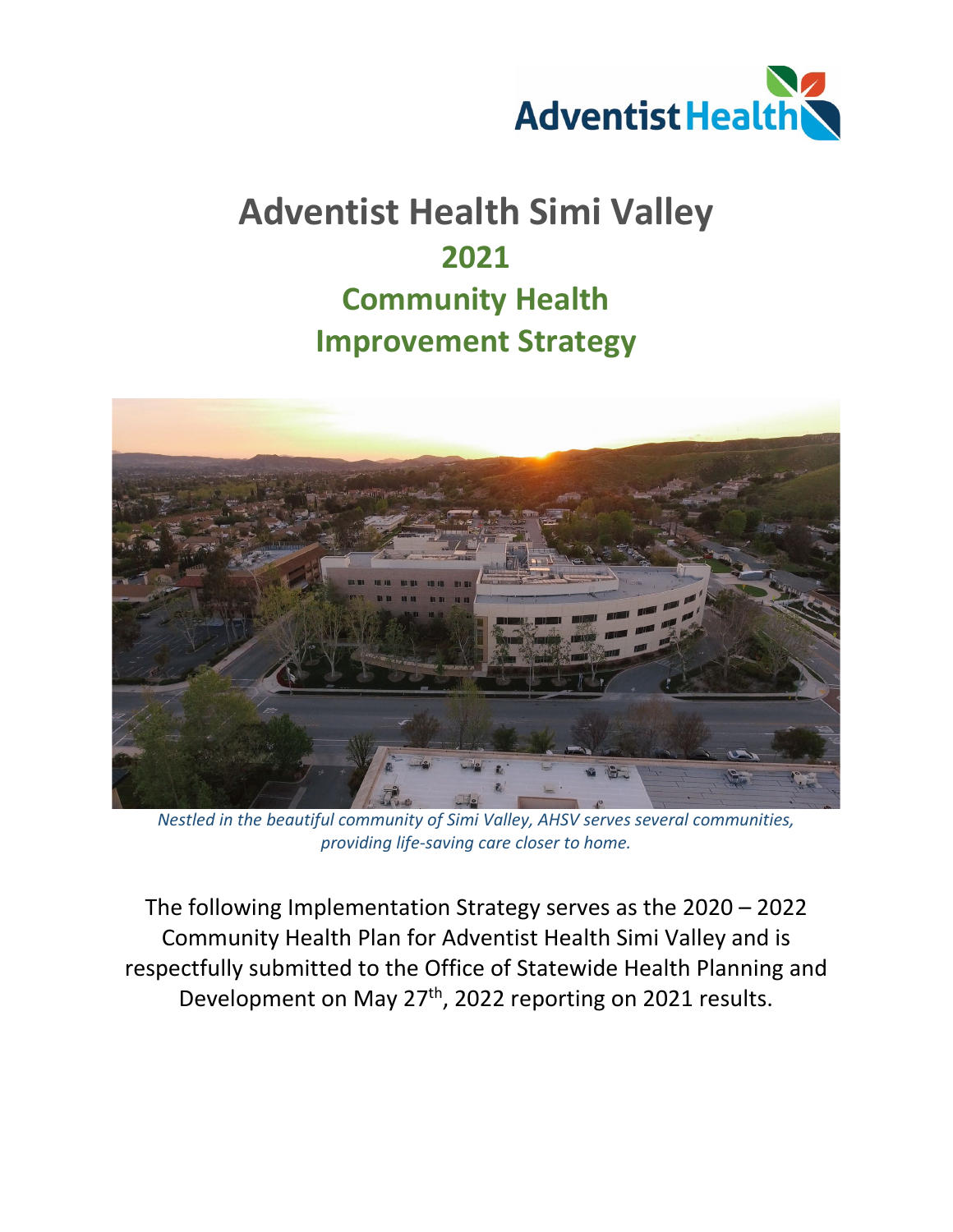Adventist Health

# Adventist Health Simi Valley

## 2021

## Community Health Improvement Strategy

*Nestled in the beautiful community of Simi Valley, AHSV serves several communities, providing life-saving care closer to home.*

The following Implementation Strategy serves as the 2020 – 2022 Community Health Plan for Adventist Health Simi Valley and is respectfully submitted to the Office of Statewide Health Planning and Development on May 27th, 2022 reporting on 2021 results.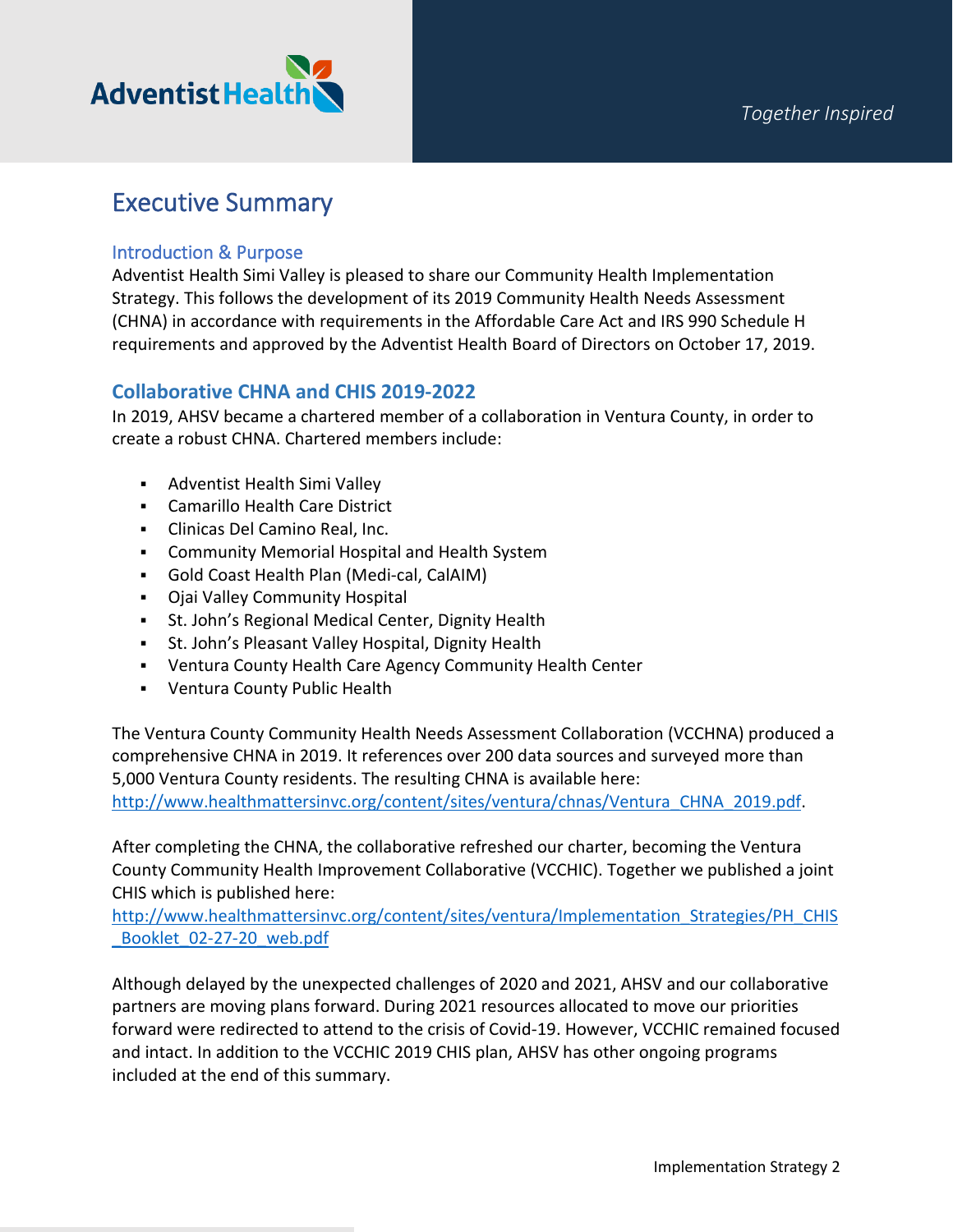# Executive Summary

## Introduction & Purpose

Adventist Health Simi Valley is pleased to share our Community Health Implementation Strategy. This follows the development of its 2019 Community Health Needs Assessment (CHNA) in accordance with requirements in the Affordable Care Act and IRS 990 Schedule H requirements and approved by the Adventist Health Board of Directors on October 17, 2019.

## Collaborative CHNA and CHIS 2019-2022

In 2019, AHSV became a chartered member of a collaboration in Ventura County, in order to create a robust CHNA. Chartered members include:

- Adventist Health Simi Valley
- Camarillo Health Care District
- Clinicas Del Camino Real, Inc.
- Community Memorial Hospital and Health System
- Gold Coast Health Plan (Medi-cal, CalAIM)
- Ojai Valley Community Hospital
- St. John's Regional Medical Center, Dignity Health
- St. John's Pleasant Valley Hospital, Dignity Health
- Ventura County Health Care Agency Community Health Center
- Ventura County Public Health

The Ventura County Community Health Needs Assessment Collaboration (VCCHNA) produced a comprehensive CHNA in 2019. It references over 200 data sources and surveyed more than 5,000 Ventura County residents. The resulting CHNA is available here: http://www.healthmattersinvc.org/content/sites/ventura/chnas/Ventura_CHNA_2019.pdf.

After completing the CHNA, the collaborative refreshed our charter, becoming the Ventura County Community Health Improvement Collaborative (VCCHIC). Together we published a joint CHIS which is published here: http://www.healthmattersinvc.org/content/sites/ventura/Implementation_Strategies/PH_CHIS_Booklet_02-27-20_web.pdf

Although delayed by the unexpected challenges of 2020 and 2021, AHSV and our collaborative partners are moving plans forward. During 2021 resources allocated to move our priorities forward were redirected to attend to the crisis of Covid-19. However, VCCHIC remained focused and intact. In addition to the VCCHIC 2019 CHIS plan, AHSV has other ongoing programs included at the end of this summary.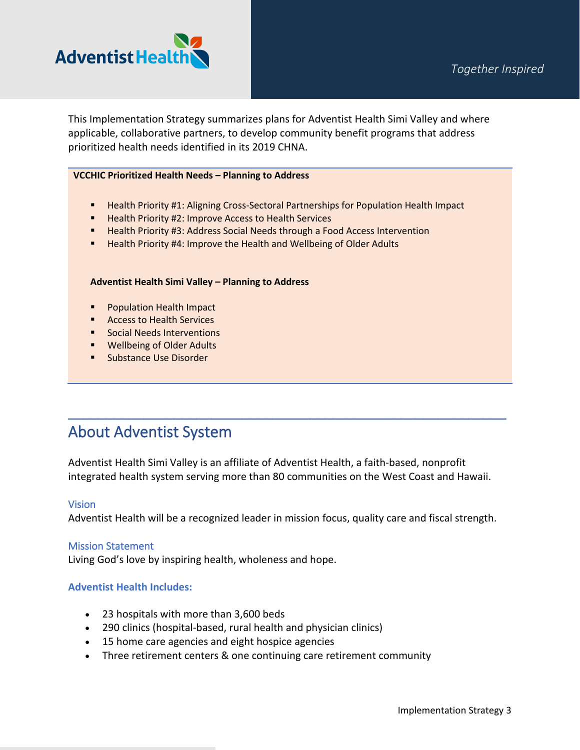This Implementation Strategy summarizes plans for Adventist Health Simi Valley and where applicable, collaborative partners, to develop community benefit programs that address prioritized health needs identified in its 2019 CHNA.

**VCCHIC Prioritized Health Needs – Planning to Address**

- Health Priority #1: Aligning Cross-Sectoral Partnerships for Population Health Impact
- Health Priority #2: Improve Access to Health Services
- Health Priority #3: Address Social Needs through a Food Access Intervention
- Health Priority #4: Improve the Health and Wellbeing of Older Adults

**Adventist Health Simi Valley – Planning to Address**

- Population Health Impact
- Access to Health Services
- Social Needs Interventions
- Wellbeing of Older Adults
- Substance Use Disorder

## About Adventist System

Adventist Health Simi Valley is an affiliate of Adventist Health, a faith-based, nonprofit integrated health system serving more than 80 communities on the West Coast and Hawaii.

### Vision

Adventist Health will be a recognized leader in mission focus, quality care and fiscal strength.

### Mission Statement

Living God's love by inspiring health, wholeness and hope.

### Adventist Health Includes:

- 23 hospitals with more than 3,600 beds
- 290 clinics (hospital-based, rural health and physician clinics)
- 15 home care agencies and eight hospice agencies
- Three retirement centers & one continuing care retirement community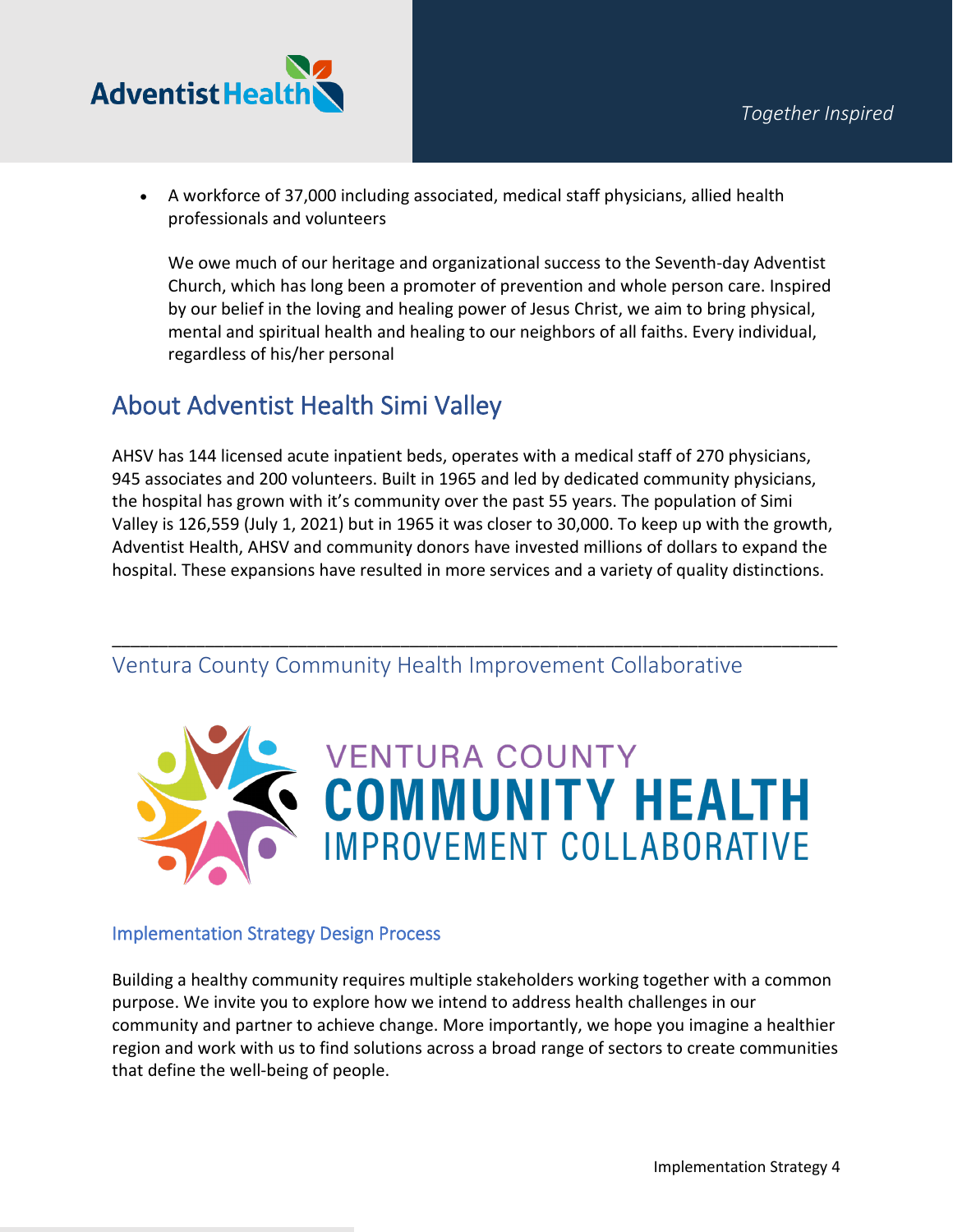- A workforce of 37,000 including associated, medical staff physicians, allied health professionals and volunteers

  We owe much of our heritage and organizational success to the Seventh-day Adventist Church, which has long been a promoter of prevention and whole person care. Inspired by our belief in the loving and healing power of Jesus Christ, we aim to bring physical, mental and spiritual health and healing to our neighbors of all faiths. Every individual, regardless of his/her personal

## About Adventist Health Simi Valley

AHSV has 144 licensed acute inpatient beds, operates with a medical staff of 270 physicians, 945 associates and 200 volunteers. Built in 1965 and led by dedicated community physicians, the hospital has grown with it's community over the past 55 years. The population of Simi Valley is 126,559 (July 1, 2021) but in 1965 it was closer to 30,000. To keep up with the growth, Adventist Health, AHSV and community donors have invested millions of dollars to expand the hospital. These expansions have resulted in more services and a variety of quality distinctions.

---

## Ventura County Community Health Improvement Collaborative

VENTURA COUNTY
COMMUNITY HEALTH
IMPROVEMENT COLLABORATIVE

### Implementation Strategy Design Process

Building a healthy community requires multiple stakeholders working together with a common purpose. We invite you to explore how we intend to address health challenges in our community and partner to achieve change. More importantly, we hope you imagine a healthier region and work with us to find solutions across a broad range of sectors to create communities that define the well-being of people.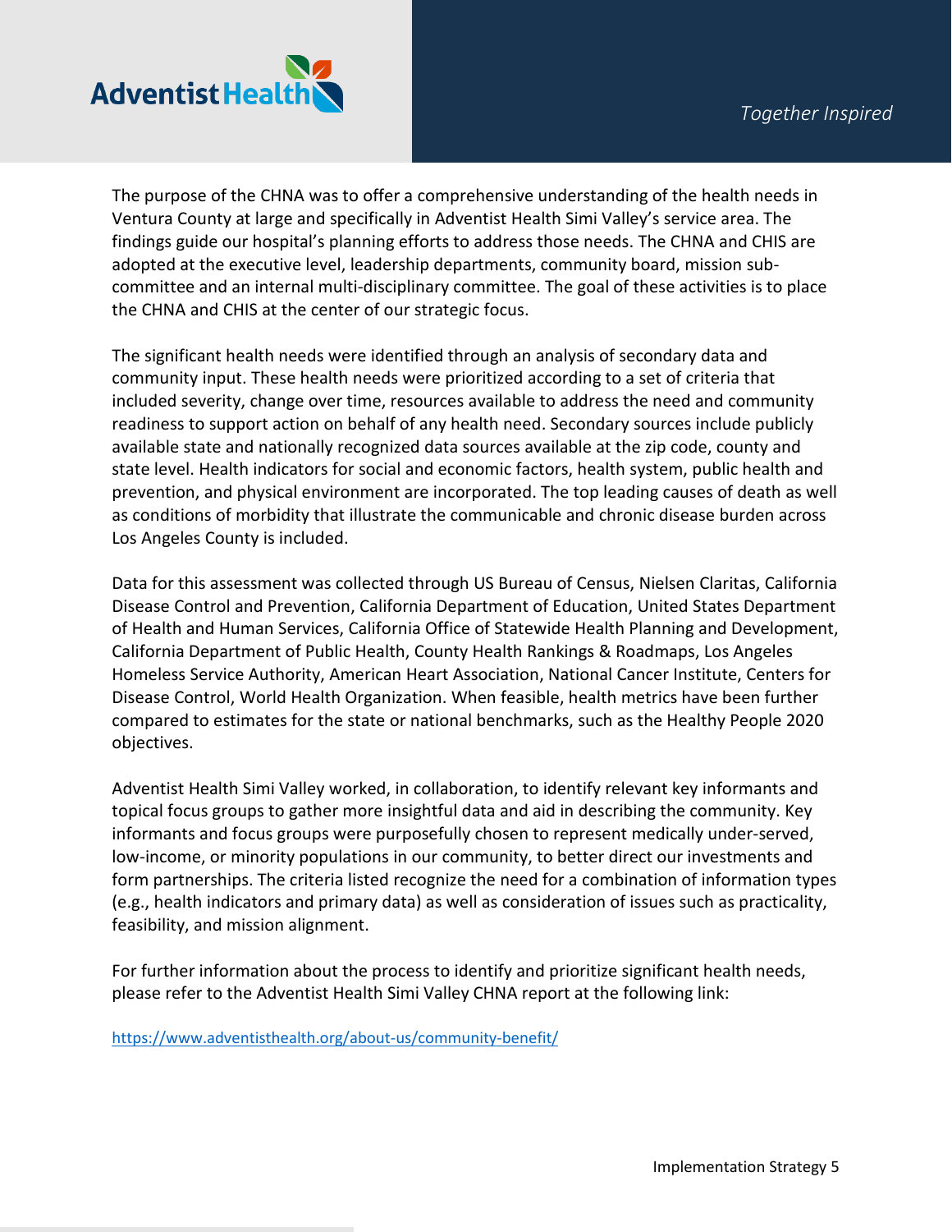The purpose of the CHNA was to offer a comprehensive understanding of the health needs in Ventura County at large and specifically in Adventist Health Simi Valley's service area. The findings guide our hospital's planning efforts to address those needs. The CHNA and CHIS are adopted at the executive level, leadership departments, community board, mission sub-committee and an internal multi-disciplinary committee. The goal of these activities is to place the CHNA and CHIS at the center of our strategic focus.

The significant health needs were identified through an analysis of secondary data and community input. These health needs were prioritized according to a set of criteria that included severity, change over time, resources available to address the need and community readiness to support action on behalf of any health need. Secondary sources include publicly available state and nationally recognized data sources available at the zip code, county and state level. Health indicators for social and economic factors, health system, public health and prevention, and physical environment are incorporated. The top leading causes of death as well as conditions of morbidity that illustrate the communicable and chronic disease burden across Los Angeles County is included.

Data for this assessment was collected through US Bureau of Census, Nielsen Claritas, California Disease Control and Prevention, California Department of Education, United States Department of Health and Human Services, California Office of Statewide Health Planning and Development, California Department of Public Health, County Health Rankings & Roadmaps, Los Angeles Homeless Service Authority, American Heart Association, National Cancer Institute, Centers for Disease Control, World Health Organization. When feasible, health metrics have been further compared to estimates for the state or national benchmarks, such as the Healthy People 2020 objectives.

Adventist Health Simi Valley worked, in collaboration, to identify relevant key informants and topical focus groups to gather more insightful data and aid in describing the community. Key informants and focus groups were purposefully chosen to represent medically under-served, low-income, or minority populations in our community, to better direct our investments and form partnerships. The criteria listed recognize the need for a combination of information types (e.g., health indicators and primary data) as well as consideration of issues such as practicality, feasibility, and mission alignment.

For further information about the process to identify and prioritize significant health needs, please refer to the Adventist Health Simi Valley CHNA report at the following link:

https://www.adventisthealth.org/about-us/community-benefit/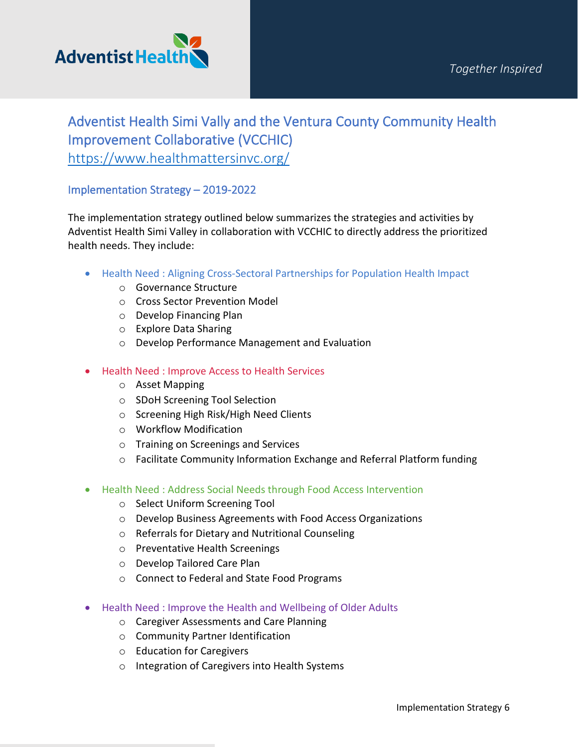## Adventist Health Simi Vally and the Ventura County Community Health Improvement Collaborative (VCCHIC)

https://www.healthmattersinvc.org/

### Implementation Strategy – 2019-2022

The implementation strategy outlined below summarizes the strategies and activities by Adventist Health Simi Valley in collaboration with VCCHIC to directly address the prioritized health needs. They include:

- Health Need : Aligning Cross-Sectoral Partnerships for Population Health Impact
  - Governance Structure
  - Cross Sector Prevention Model
  - Develop Financing Plan
  - Explore Data Sharing
  - Develop Performance Management and Evaluation
- Health Need : Improve Access to Health Services
  - Asset Mapping
  - SDoH Screening Tool Selection
  - Screening High Risk/High Need Clients
  - Workflow Modification
  - Training on Screenings and Services
  - Facilitate Community Information Exchange and Referral Platform funding
- Health Need : Address Social Needs through Food Access Intervention
  - Select Uniform Screening Tool
  - Develop Business Agreements with Food Access Organizations
  - Referrals for Dietary and Nutritional Counseling
  - Preventative Health Screenings
  - Develop Tailored Care Plan
  - Connect to Federal and State Food Programs
- Health Need : Improve the Health and Wellbeing of Older Adults
  - Caregiver Assessments and Care Planning
  - Community Partner Identification
  - Education for Caregivers
  - Integration of Caregivers into Health Systems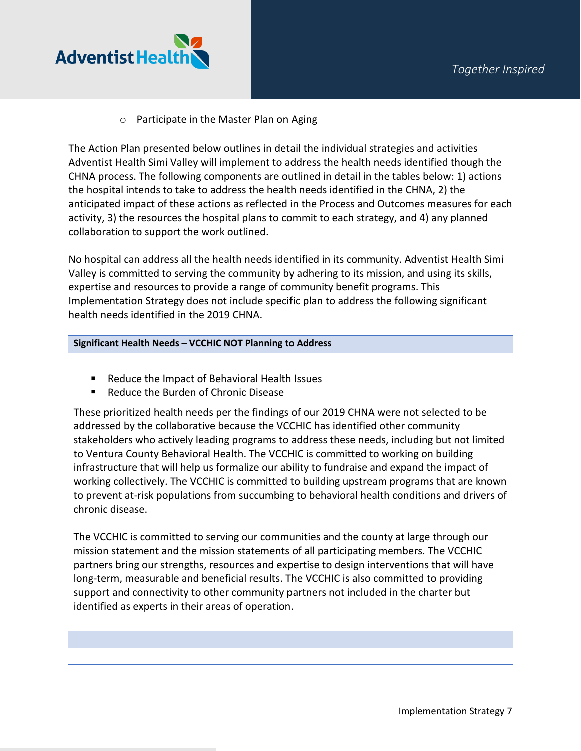- Participate in the Master Plan on Aging

The Action Plan presented below outlines in detail the individual strategies and activities Adventist Health Simi Valley will implement to address the health needs identified though the CHNA process. The following components are outlined in detail in the tables below: 1) actions the hospital intends to take to address the health needs identified in the CHNA, 2) the anticipated impact of these actions as reflected in the Process and Outcomes measures for each activity, 3) the resources the hospital plans to commit to each strategy, and 4) any planned collaboration to support the work outlined.

No hospital can address all the health needs identified in its community. Adventist Health Simi Valley is committed to serving the community by adhering to its mission, and using its skills, expertise and resources to provide a range of community benefit programs. This Implementation Strategy does not include specific plan to address the following significant health needs identified in the 2019 CHNA.

| Significant Health Needs – VCCHIC NOT Planning to Address |
|---|

- Reduce the Impact of Behavioral Health Issues
- Reduce the Burden of Chronic Disease

These prioritized health needs per the findings of our 2019 CHNA were not selected to be addressed by the collaborative because the VCCHIC has identified other community stakeholders who actively leading programs to address these needs, including but not limited to Ventura County Behavioral Health. The VCCHIC is committed to working on building infrastructure that will help us formalize our ability to fundraise and expand the impact of working collectively. The VCCHIC is committed to building upstream programs that are known to prevent at-risk populations from succumbing to behavioral health conditions and drivers of chronic disease.

The VCCHIC is committed to serving our communities and the county at large through our mission statement and the mission statements of all participating members. The VCCHIC partners bring our strengths, resources and expertise to design interventions that will have long-term, measurable and beneficial results. The VCCHIC is also committed to providing support and connectivity to other community partners not included in the charter but identified as experts in their areas of operation.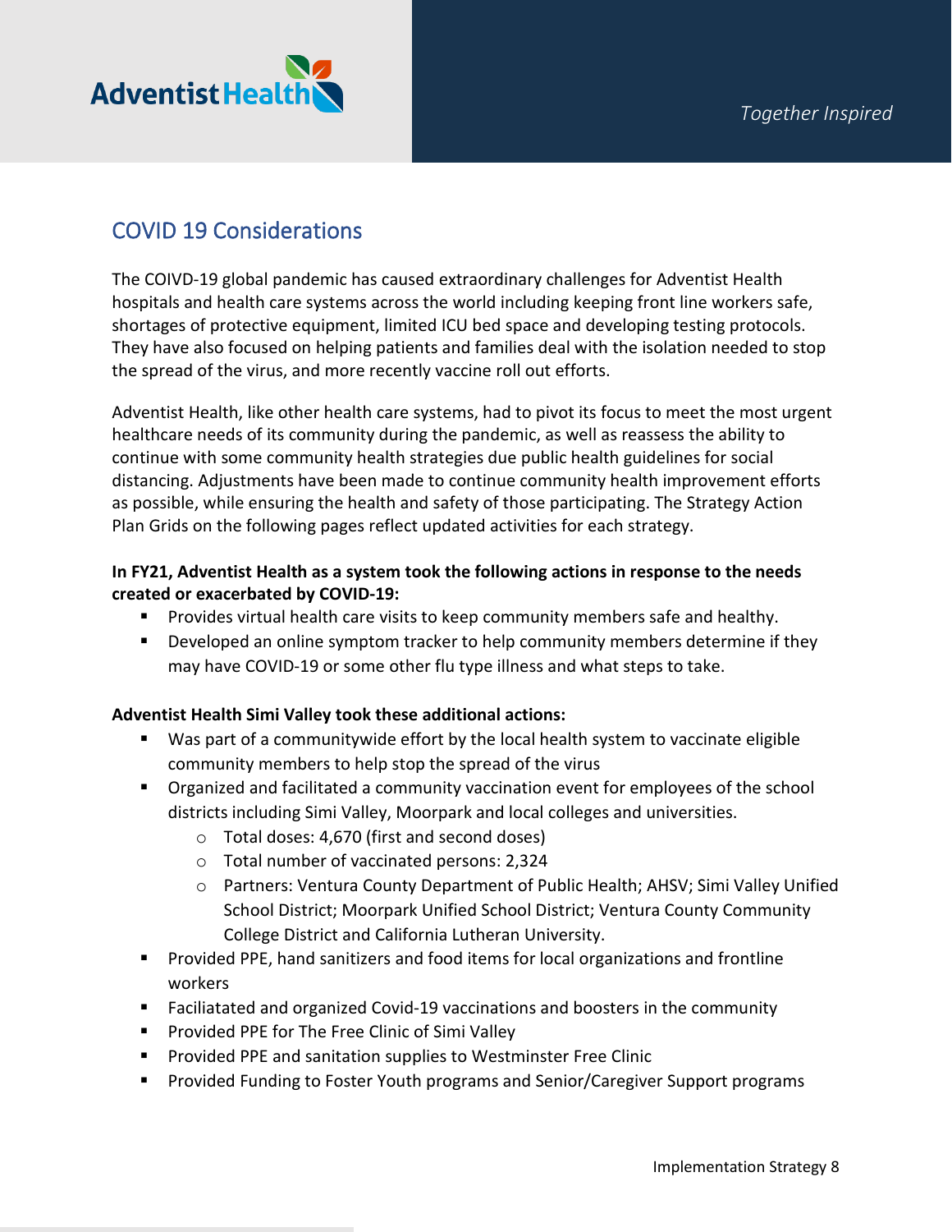## COVID 19 Considerations

The COIVD-19 global pandemic has caused extraordinary challenges for Adventist Health hospitals and health care systems across the world including keeping front line workers safe, shortages of protective equipment, limited ICU bed space and developing testing protocols. They have also focused on helping patients and families deal with the isolation needed to stop the spread of the virus, and more recently vaccine roll out efforts.

Adventist Health, like other health care systems, had to pivot its focus to meet the most urgent healthcare needs of its community during the pandemic, as well as reassess the ability to continue with some community health strategies due public health guidelines for social distancing. Adjustments have been made to continue community health improvement efforts as possible, while ensuring the health and safety of those participating. The Strategy Action Plan Grids on the following pages reflect updated activities for each strategy.

**In FY21, Adventist Health as a system took the following actions in response to the needs created or exacerbated by COVID-19:**

- Provides virtual health care visits to keep community members safe and healthy.
- Developed an online symptom tracker to help community members determine if they may have COVID-19 or some other flu type illness and what steps to take.

**Adventist Health Simi Valley took these additional actions:**

- Was part of a communitywide effort by the local health system to vaccinate eligible community members to help stop the spread of the virus
- Organized and facilitated a community vaccination event for employees of the school districts including Simi Valley, Moorpark and local colleges and universities.
  - Total doses: 4,670 (first and second doses)
  - Total number of vaccinated persons: 2,324
  - Partners: Ventura County Department of Public Health; AHSV; Simi Valley Unified School District; Moorpark Unified School District; Ventura County Community College District and California Lutheran University.
- Provided PPE, hand sanitizers and food items for local organizations and frontline workers
- Faciliatated and organized Covid-19 vaccinations and boosters in the community
- Provided PPE for The Free Clinic of Simi Valley
- Provided PPE and sanitation supplies to Westminster Free Clinic
- Provided Funding to Foster Youth programs and Senior/Caregiver Support programs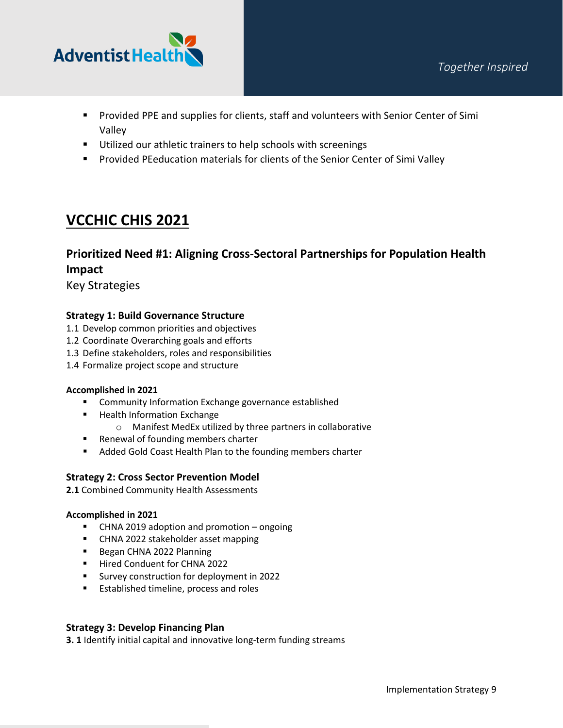- Provided PPE and supplies for clients, staff and volunteers with Senior Center of Simi Valley
- Utilized our athletic trainers to help schools with screenings
- Provided PEeducation materials for clients of the Senior Center of Simi Valley

## VCCHIC CHIS 2021

### Prioritized Need #1: Aligning Cross-Sectoral Partnerships for Population Health Impact

Key Strategies

**Strategy 1: Build Governance Structure**

1.1 Develop common priorities and objectives
1.2 Coordinate Overarching goals and efforts
1.3 Define stakeholders, roles and responsibilities
1.4 Formalize project scope and structure

**Accomplished in 2021**

- Community Information Exchange governance established
- Health Information Exchange
  - Manifest MedEx utilized by three partners in collaborative
- Renewal of founding members charter
- Added Gold Coast Health Plan to the founding members charter

**Strategy 2: Cross Sector Prevention Model**

**2.1** Combined Community Health Assessments

**Accomplished in 2021**

- CHNA 2019 adoption and promotion – ongoing
- CHNA 2022 stakeholder asset mapping
- Began CHNA 2022 Planning
- Hired Conduent for CHNA 2022
- Survey construction for deployment in 2022
- Established timeline, process and roles

**Strategy 3: Develop Financing Plan**

**3. 1** Identify initial capital and innovative long-term funding streams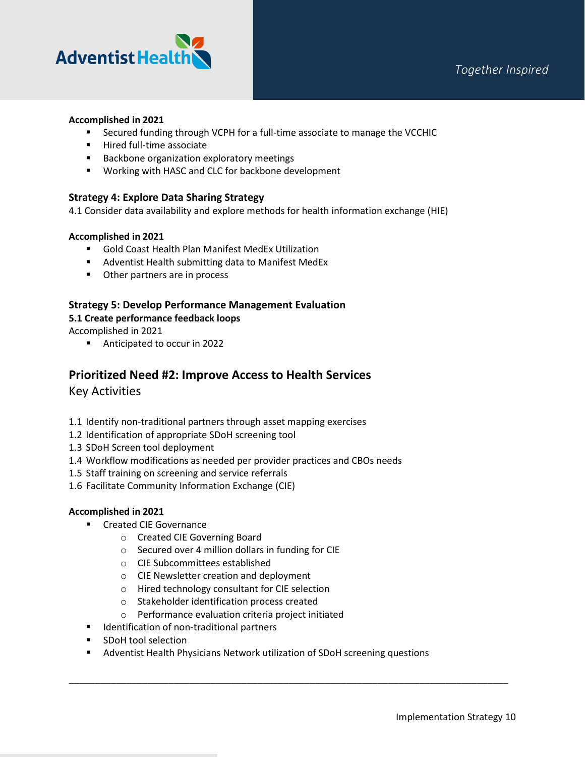**Accomplished in 2021**

- Secured funding through VCPH for a full-time associate to manage the VCCHIC
- Hired full-time associate
- Backbone organization exploratory meetings
- Working with HASC and CLC for backbone development

### Strategy 4: Explore Data Sharing Strategy

4.1 Consider data availability and explore methods for health information exchange (HIE)

**Accomplished in 2021**

- Gold Coast Health Plan Manifest MedEx Utilization
- Adventist Health submitting data to Manifest MedEx
- Other partners are in process

### Strategy 5: Develop Performance Management Evaluation

**5.1 Create performance feedback loops**

Accomplished in 2021

- Anticipated to occur in 2022

## Prioritized Need #2: Improve Access to Health Services

Key Activities

1.1 Identify non-traditional partners through asset mapping exercises
1.2 Identification of appropriate SDoH screening tool
1.3 SDoH Screen tool deployment
1.4 Workflow modifications as needed per provider practices and CBOs needs
1.5 Staff training on screening and service referrals
1.6 Facilitate Community Information Exchange (CIE)

**Accomplished in 2021**

- Created CIE Governance
    - Created CIE Governing Board
    - Secured over 4 million dollars in funding for CIE
    - CIE Subcommittees established
    - CIE Newsletter creation and deployment
    - Hired technology consultant for CIE selection
    - Stakeholder identification process created
    - Performance evaluation criteria project initiated
- Identification of non-traditional partners
- SDoH tool selection
- Adventist Health Physicians Network utilization of SDoH screening questions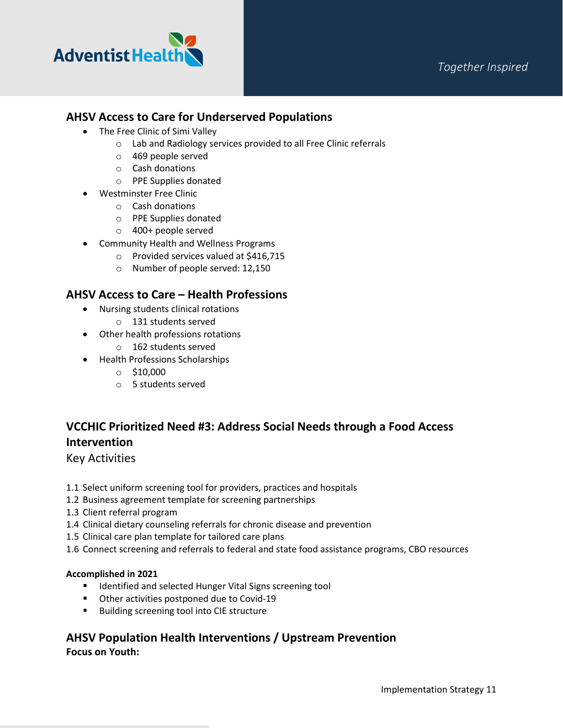## AHSV Access to Care for Underserved Populations

- The Free Clinic of Simi Valley
  - Lab and Radiology services provided to all Free Clinic referrals
  - 469 people served
  - Cash donations
  - PPE Supplies donated
- Westminster Free Clinic
  - Cash donations
  - PPE Supplies donated
  - 400+ people served
- Community Health and Wellness Programs
  - Provided services valued at $416,715
  - Number of people served: 12,150

## AHSV Access to Care – Health Professions

- Nursing students clinical rotations
  - 131 students served
- Other health professions rotations
  - 162 students served
- Health Professions Scholarships
  - $10,000
  - 5 students served

## VCCHIC Prioritized Need #3: Address Social Needs through a Food Access Intervention

Key Activities

1.1 Select uniform screening tool for providers, practices and hospitals
1.2 Business agreement template for screening partnerships
1.3 Client referral program
1.4 Clinical dietary counseling referrals for chronic disease and prevention
1.5 Clinical care plan template for tailored care plans
1.6 Connect screening and referrals to federal and state food assistance programs, CBO resources

**Accomplished in 2021**

- Identified and selected Hunger Vital Signs screening tool
- Other activities postponed due to Covid-19
- Building screening tool into CIE structure

## AHSV Population Health Interventions / Upstream Prevention

**Focus on Youth:**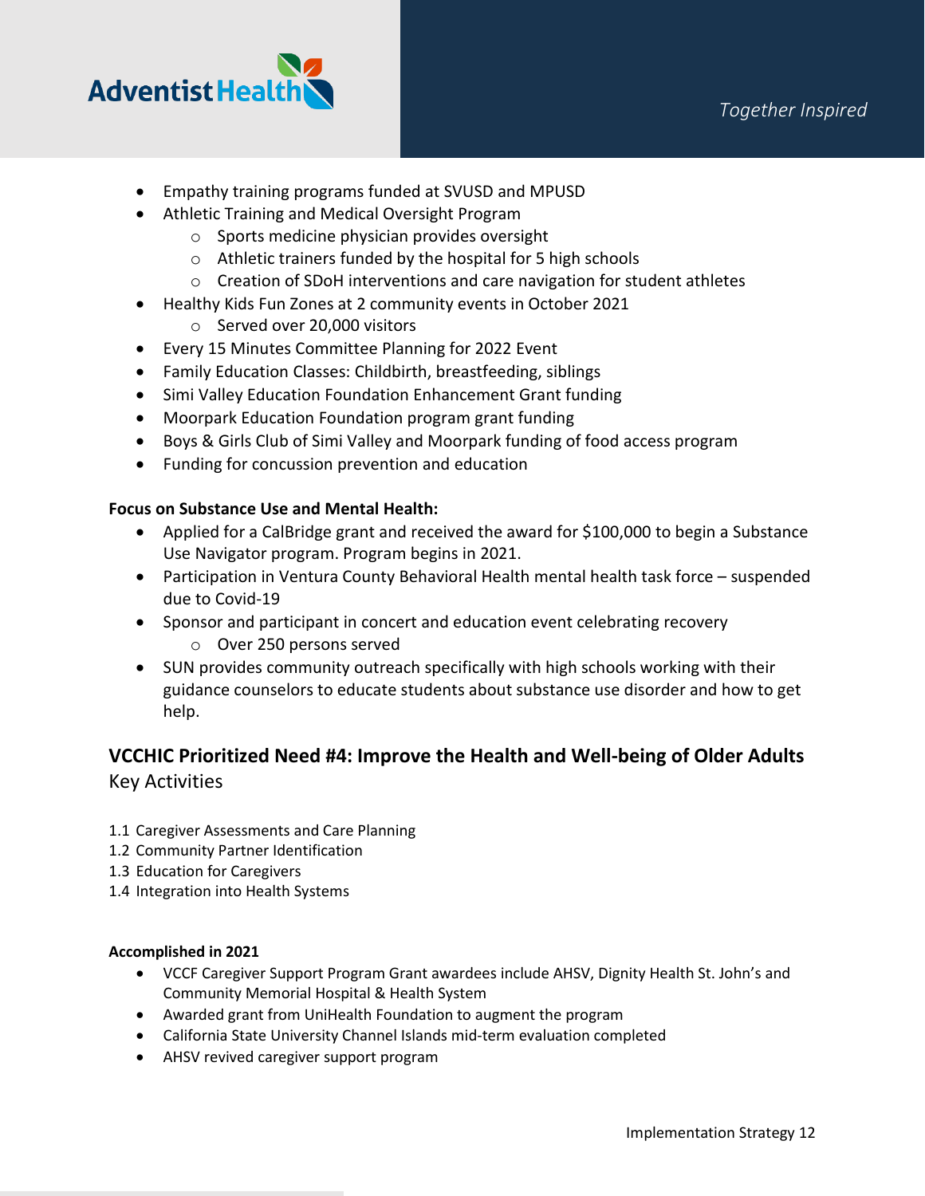- Empathy training programs funded at SVUSD and MPUSD
- Athletic Training and Medical Oversight Program
  - Sports medicine physician provides oversight
  - Athletic trainers funded by the hospital for 5 high schools
  - Creation of SDoH interventions and care navigation for student athletes
- Healthy Kids Fun Zones at 2 community events in October 2021
  - Served over 20,000 visitors
- Every 15 Minutes Committee Planning for 2022 Event
- Family Education Classes: Childbirth, breastfeeding, siblings
- Simi Valley Education Foundation Enhancement Grant funding
- Moorpark Education Foundation program grant funding
- Boys & Girls Club of Simi Valley and Moorpark funding of food access program
- Funding for concussion prevention and education

**Focus on Substance Use and Mental Health:**

- Applied for a CalBridge grant and received the award for $100,000 to begin a Substance Use Navigator program. Program begins in 2021.
- Participation in Ventura County Behavioral Health mental health task force – suspended due to Covid-19
- Sponsor and participant in concert and education event celebrating recovery
  - Over 250 persons served
- SUN provides community outreach specifically with high schools working with their guidance counselors to educate students about substance use disorder and how to get help.

## VCCHIC Prioritized Need #4: Improve the Health and Well-being of Older Adults

Key Activities

1.1 Caregiver Assessments and Care Planning
1.2 Community Partner Identification
1.3 Education for Caregivers
1.4 Integration into Health Systems

**Accomplished in 2021**

- VCCF Caregiver Support Program Grant awardees include AHSV, Dignity Health St. John's and Community Memorial Hospital & Health System
- Awarded grant from UniHealth Foundation to augment the program
- California State University Channel Islands mid-term evaluation completed
- AHSV revived caregiver support program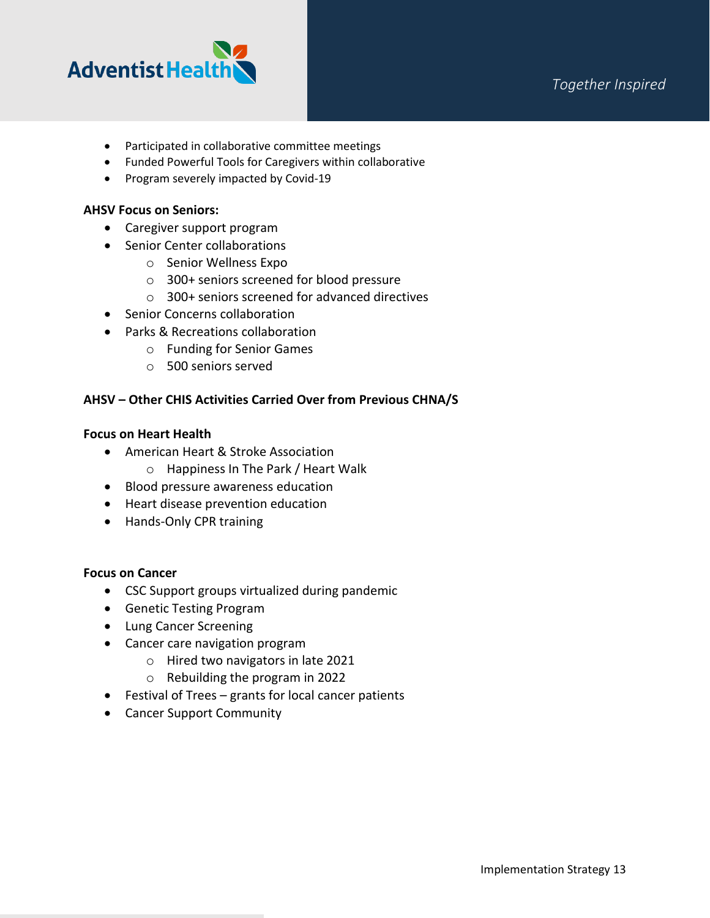- Participated in collaborative committee meetings
- Funded Powerful Tools for Caregivers within collaborative
- Program severely impacted by Covid-19

**AHSV Focus on Seniors:**

- Caregiver support program
- Senior Center collaborations
  - Senior Wellness Expo
  - 300+ seniors screened for blood pressure
  - 300+ seniors screened for advanced directives
- Senior Concerns collaboration
- Parks & Recreations collaboration
  - Funding for Senior Games
  - 500 seniors served

**AHSV – Other CHIS Activities Carried Over from Previous CHNA/S**

**Focus on Heart Health**

- American Heart & Stroke Association
  - Happiness In The Park / Heart Walk
- Blood pressure awareness education
- Heart disease prevention education
- Hands-Only CPR training

**Focus on Cancer**

- CSC Support groups virtualized during pandemic
- Genetic Testing Program
- Lung Cancer Screening
- Cancer care navigation program
  - Hired two navigators in late 2021
  - Rebuilding the program in 2022
- Festival of Trees – grants for local cancer patients
- Cancer Support Community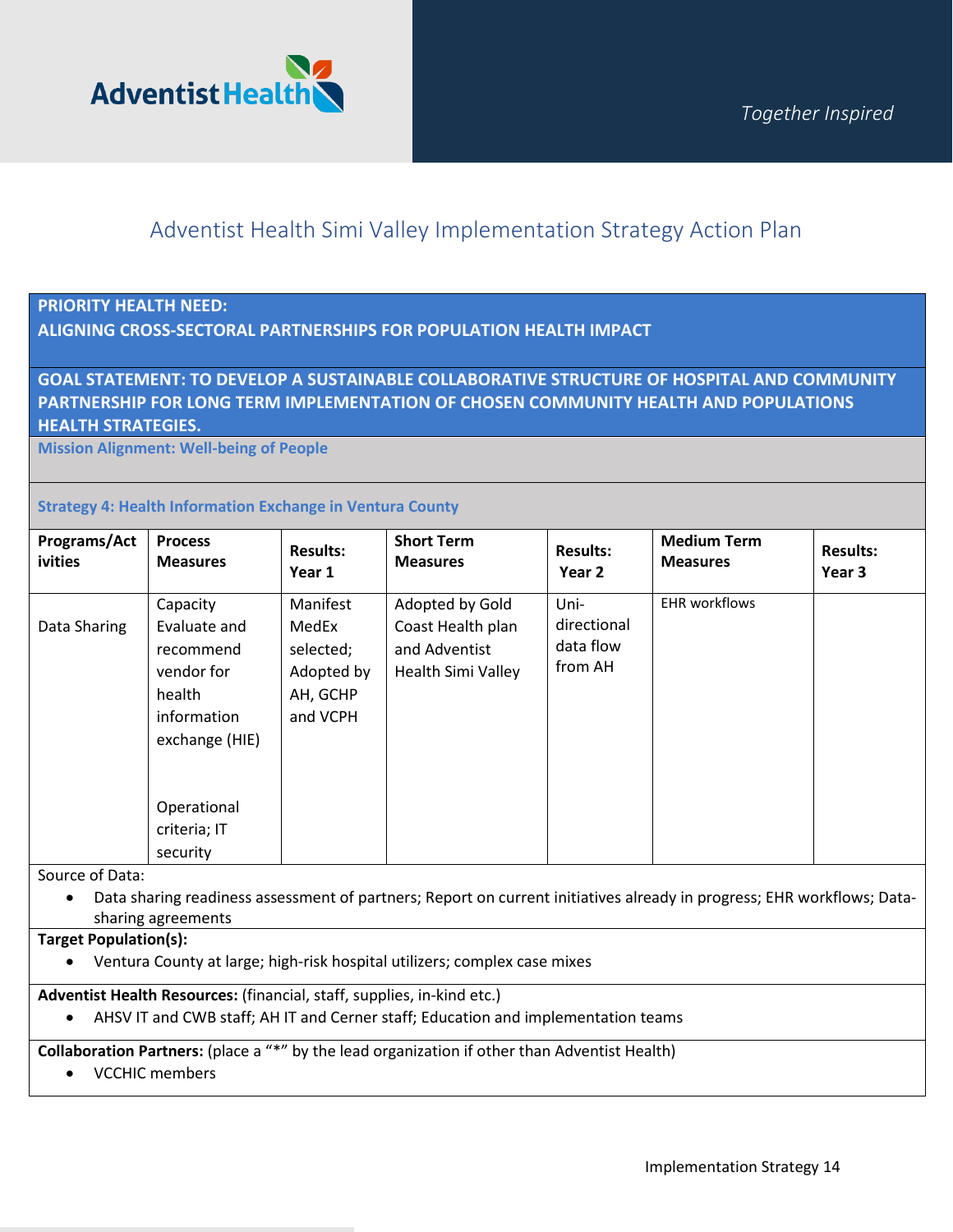## Adventist Health Simi Valley Implementation Strategy Action Plan

**PRIORITY HEALTH NEED:**
**ALIGNING CROSS-SECTORAL PARTNERSHIPS FOR POPULATION HEALTH IMPACT**

**GOAL STATEMENT: TO DEVELOP A SUSTAINABLE COLLABORATIVE STRUCTURE OF HOSPITAL AND COMMUNITY PARTNERSHIP FOR LONG TERM IMPLEMENTATION OF CHOSEN COMMUNITY HEALTH AND POPULATIONS HEALTH STRATEGIES.**

**Mission Alignment: Well-being of People**

**Strategy 4: Health Information Exchange in Ventura County**

| Programs/Activities | Process Measures | Results: Year 1 | Short Term Measures | Results: Year 2 | Medium Term Measures | Results: Year 3 |
|---|---|---|---|---|---|---|
| Data Sharing | Capacity Evaluate and recommend vendor for health information exchange (HIE)<br><br>Operational criteria; IT security | Manifest MedEx selected; Adopted by AH, GCHP and VCPH | Adopted by Gold Coast Health plan and Adventist Health Simi Valley | Uni-directional data flow from AH | EHR workflows | |

Source of Data:

- Data sharing readiness assessment of partners; Report on current initiatives already in progress; EHR workflows; Data-sharing agreements

**Target Population(s):**

- Ventura County at large; high-risk hospital utilizers; complex case mixes

**Adventist Health Resources:** (financial, staff, supplies, in-kind etc.)

- AHSV IT and CWB staff; AH IT and Cerner staff; Education and implementation teams

**Collaboration Partners:** (place a "*" by the lead organization if other than Adventist Health)

- VCCHIC members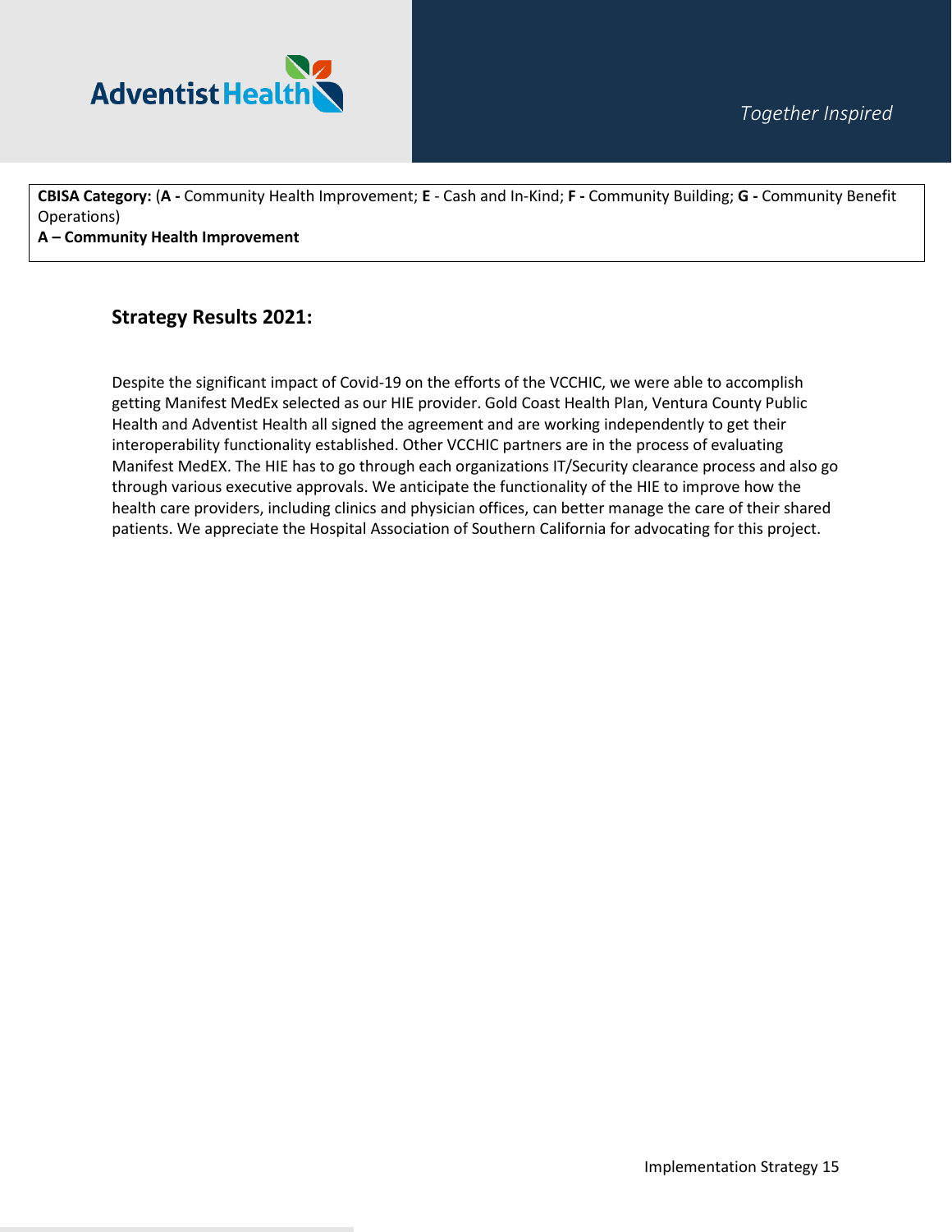**CBISA Category:** (**A -** Community Health Improvement; **E** - Cash and In-Kind; **F -** Community Building; **G -** Community Benefit Operations)
**A – Community Health Improvement**

## Strategy Results 2021:

Despite the significant impact of Covid-19 on the efforts of the VCCHIC, we were able to accomplish getting Manifest MedEx selected as our HIE provider. Gold Coast Health Plan, Ventura County Public Health and Adventist Health all signed the agreement and are working independently to get their interoperability functionality established. Other VCCHIC partners are in the process of evaluating Manifest MedEX. The HIE has to go through each organizations IT/Security clearance process and also go through various executive approvals. We anticipate the functionality of the HIE to improve how the health care providers, including clinics and physician offices, can better manage the care of their shared patients. We appreciate the Hospital Association of Southern California for advocating for this project.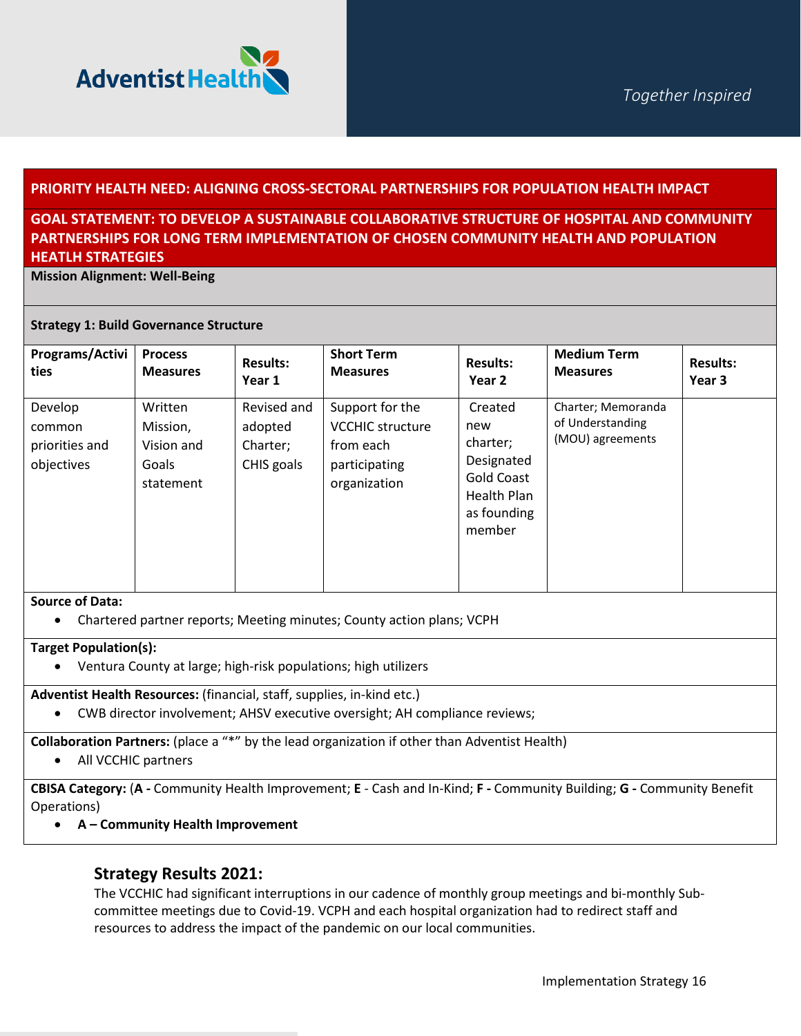**PRIORITY HEALTH NEED: ALIGNING CROSS-SECTORAL PARTNERSHIPS FOR POPULATION HEALTH IMPACT**

**GOAL STATEMENT: TO DEVELOP A SUSTAINABLE COLLABORATIVE STRUCTURE OF HOSPITAL AND COMMUNITY PARTNERSHIPS FOR LONG TERM IMPLEMENTATION OF CHOSEN COMMUNITY HEALTH AND POPULATION HEATLH STRATEGIES**

**Mission Alignment: Well-Being**

**Strategy 1: Build Governance Structure**

| Programs/Activities | Process Measures | Results: Year 1 | Short Term Measures | Results: Year 2 | Medium Term Measures | Results: Year 3 |
|---|---|---|---|---|---|---|
| Develop common priorities and objectives | Written Mission, Vision and Goals statement | Revised and adopted Charter; CHIS goals | Support for the VCCHIC structure from each participating organization | Created new charter; Designated Gold Coast Health Plan as founding member | Charter; Memoranda of Understanding (MOU) agreements | |

**Source of Data:**

- Chartered partner reports; Meeting minutes; County action plans; VCPH

**Target Population(s):**

- Ventura County at large; high-risk populations; high utilizers

**Adventist Health Resources:** (financial, staff, supplies, in-kind etc.)

- CWB director involvement; AHSV executive oversight; AH compliance reviews;

**Collaboration Partners:** (place a "*" by the lead organization if other than Adventist Health)

- All VCCHIC partners

**CBISA Category:** (**A -** Community Health Improvement; **E** - Cash and In-Kind; **F -** Community Building; **G -** Community Benefit Operations)

- **A – Community Health Improvement**

## Strategy Results 2021:

The VCCHIC had significant interruptions in our cadence of monthly group meetings and bi-monthly Sub-committee meetings due to Covid-19. VCPH and each hospital organization had to redirect staff and resources to address the impact of the pandemic on our local communities.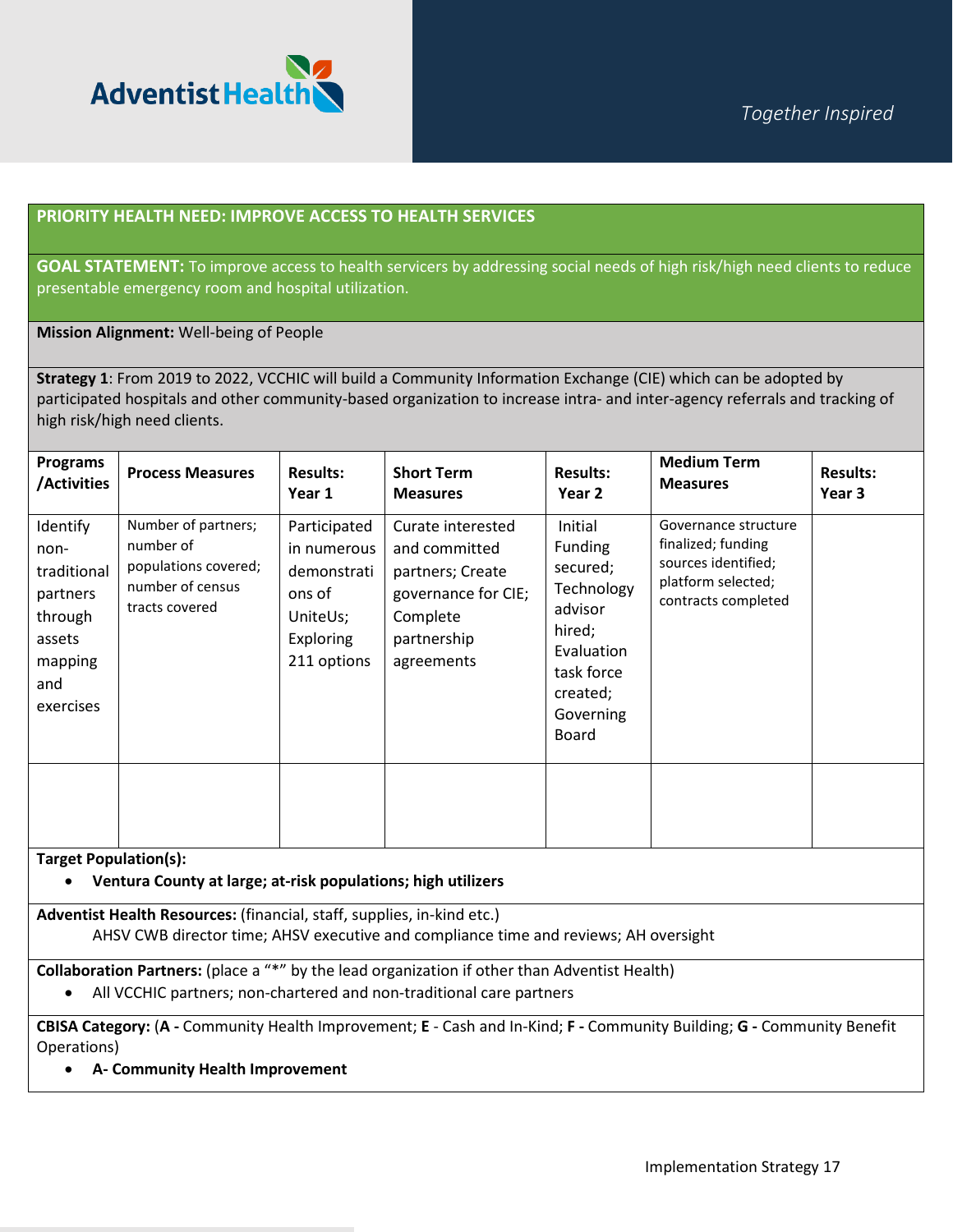**PRIORITY HEALTH NEED: IMPROVE ACCESS TO HEALTH SERVICES**

**GOAL STATEMENT:** To improve access to health servicers by addressing social needs of high risk/high need clients to reduce presentable emergency room and hospital utilization.

**Mission Alignment:** Well-being of People

**Strategy 1**: From 2019 to 2022, VCCHIC will build a Community Information Exchange (CIE) which can be adopted by participated hospitals and other community-based organization to increase intra- and inter-agency referrals and tracking of high risk/high need clients.

| Programs /Activities | Process Measures | Results: Year 1 | Short Term Measures | Results: Year 2 | Medium Term Measures | Results: Year 3 |
|---|---|---|---|---|---|---|
| Identify non-traditional partners through assets mapping and exercises | Number of partners; number of populations covered; number of census tracts covered | Participated in numerous demonstrations of UniteUs; Exploring 211 options | Curate interested and committed partners; Create governance for CIE; Complete partnership agreements | Initial Funding secured; Technology advisor hired; Evaluation task force created; Governing Board | Governance structure finalized; funding sources identified; platform selected; contracts completed | |
| | | | | | | |

**Target Population(s):**

- **Ventura County at large; at-risk populations; high utilizers**

**Adventist Health Resources:** (financial, staff, supplies, in-kind etc.)

AHSV CWB director time; AHSV executive and compliance time and reviews; AH oversight

**Collaboration Partners:** (place a "*" by the lead organization if other than Adventist Health)

- All VCCHIC partners; non-chartered and non-traditional care partners

**CBISA Category:** (**A -** Community Health Improvement; **E** - Cash and In-Kind; **F -** Community Building; **G -** Community Benefit Operations)

- **A- Community Health Improvement**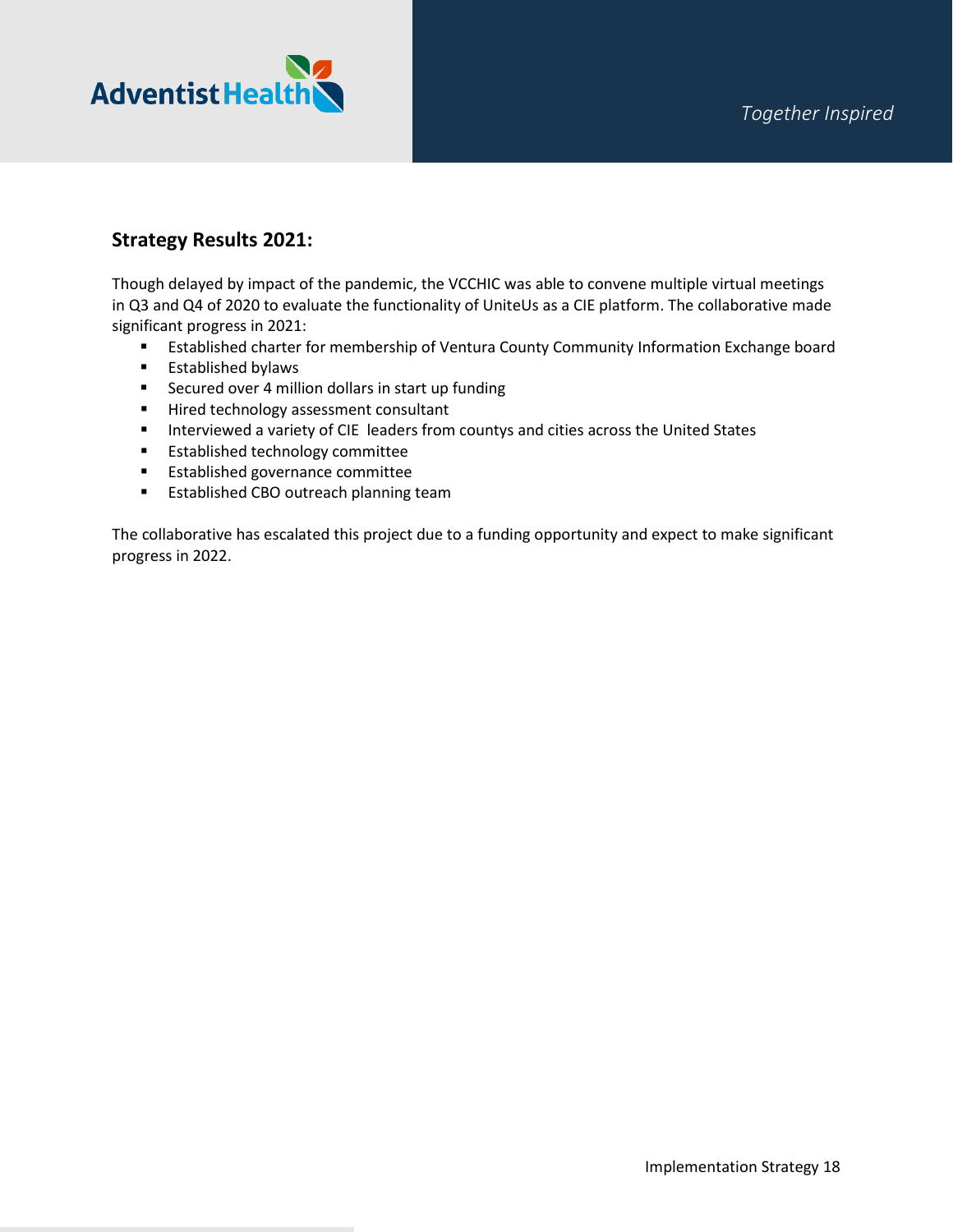## Strategy Results 2021:

Though delayed by impact of the pandemic, the VCCHIC was able to convene multiple virtual meetings in Q3 and Q4 of 2020 to evaluate the functionality of UniteUs as a CIE platform. The collaborative made significant progress in 2021:

- Established charter for membership of Ventura County Community Information Exchange board
- Established bylaws
- Secured over 4 million dollars in start up funding
- Hired technology assessment consultant
- Interviewed a variety of CIE leaders from countys and cities across the United States
- Established technology committee
- Established governance committee
- Established CBO outreach planning team

The collaborative has escalated this project due to a funding opportunity and expect to make significant progress in 2022.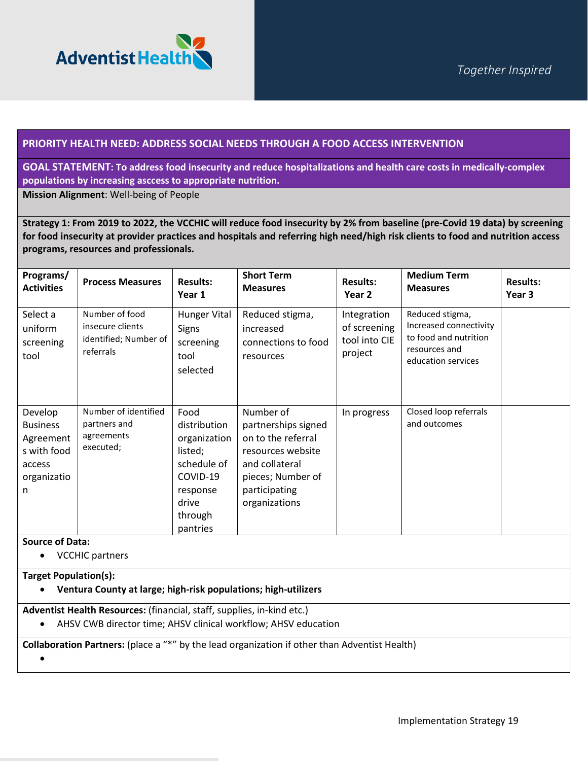**PRIORITY HEALTH NEED: ADDRESS SOCIAL NEEDS THROUGH A FOOD ACCESS INTERVENTION**

**GOAL STATEMENT: To address food insecurity and reduce hospitalizations and health care costs in medically-complex populations by increasing asccess to appropriate nutrition.**

**Mission Alignment**: Well-being of People

**Strategy 1: From 2019 to 2022, the VCCHIC will reduce food insecurity by 2% from baseline (pre-Covid 19 data) by screening for food insecurity at provider practices and hospitals and referring high need/high risk clients to food and nutrition access programs, resources and professionals.**

| Programs/ Activities | Process Measures | Results: Year 1 | Short Term Measures | Results: Year 2 | Medium Term Measures | Results: Year 3 |
|---|---|---|---|---|---|---|
| Select a uniform screening tool | Number of food insecure clients identified; Number of referrals | Hunger Vital Signs screening tool selected | Reduced stigma, increased connections to food resources | Integration of screening tool into CIE project | Reduced stigma, Increased connectivity to food and nutrition resources and education services | |
| Develop Business Agreements with food access organization | Number of identified partners and agreements executed; | Food distribution organization listed; schedule of COVID-19 response drive through pantries | Number of partnerships signed on to the referral resources website and collateral pieces; Number of participating organizations | In progress | Closed loop referrals and outcomes | |

**Source of Data:**

- VCCHIC partners

**Target Population(s):**

- **Ventura County at large; high-risk populations; high-utilizers**

**Adventist Health Resources:** (financial, staff, supplies, in-kind etc.)

- AHSV CWB director time; AHSV clinical workflow; AHSV education

**Collaboration Partners:** (place a "*" by the lead organization if other than Adventist Health)

-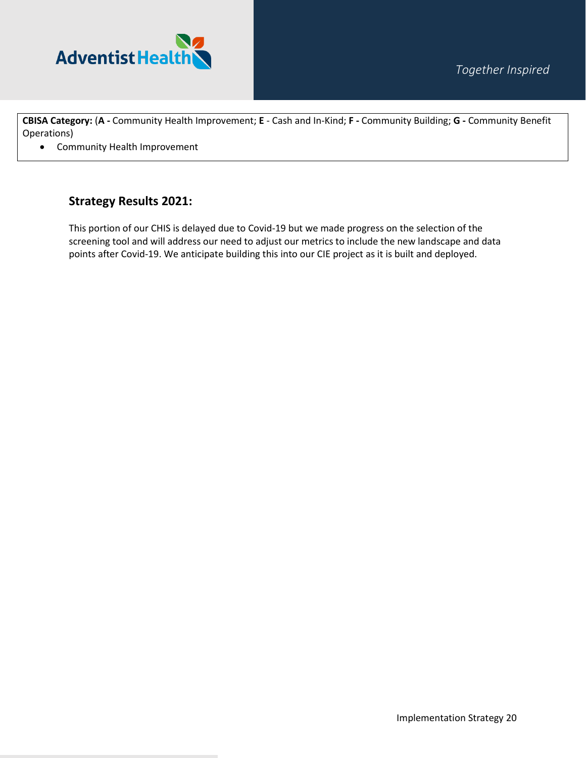**CBISA Category:** (**A -** Community Health Improvement; **E** - Cash and In-Kind; **F -** Community Building; **G -** Community Benefit Operations)

- Community Health Improvement

### Strategy Results 2021:

This portion of our CHIS is delayed due to Covid-19 but we made progress on the selection of the screening tool and will address our need to adjust our metrics to include the new landscape and data points after Covid-19. We anticipate building this into our CIE project as it is built and deployed.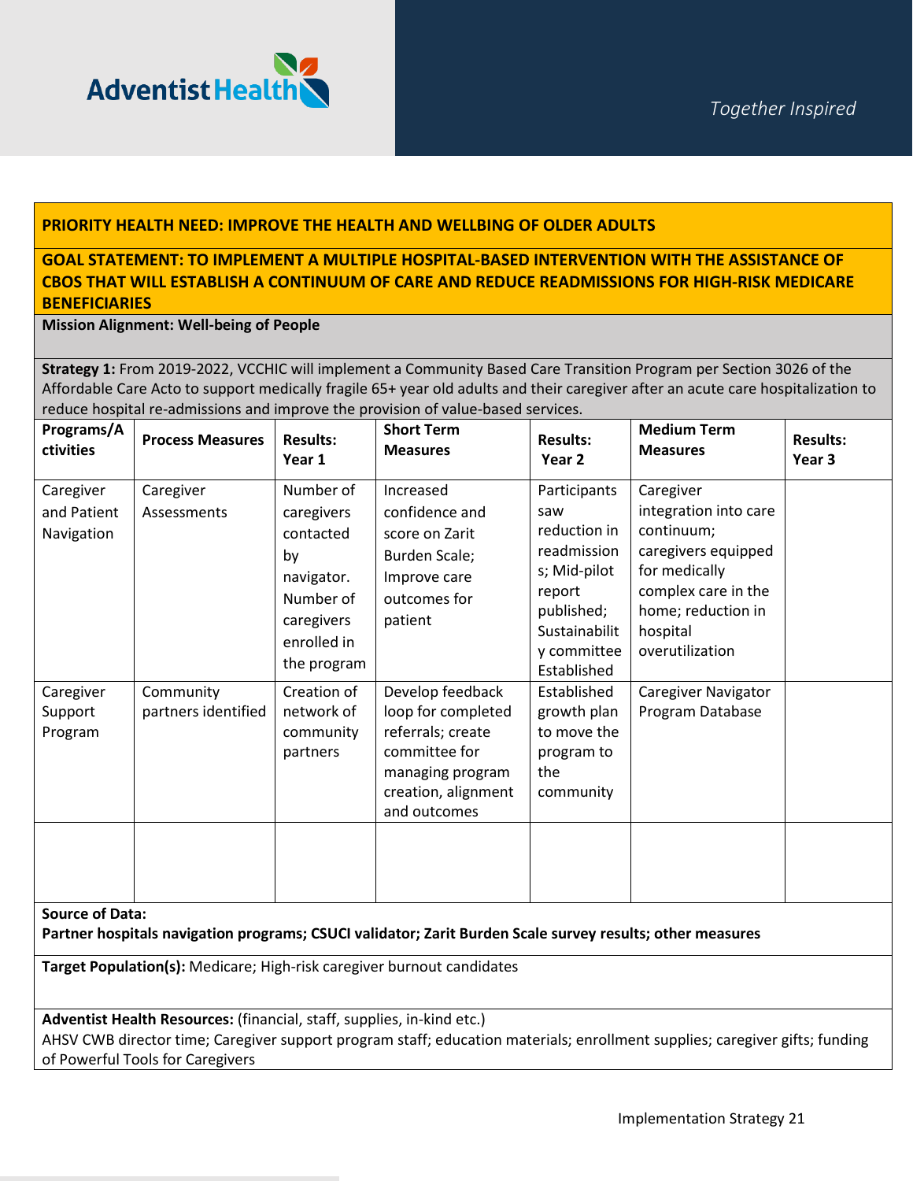**PRIORITY HEALTH NEED: IMPROVE THE HEALTH AND WELLBING OF OLDER ADULTS**

**GOAL STATEMENT: TO IMPLEMENT A MULTIPLE HOSPITAL-BASED INTERVENTION WITH THE ASSISTANCE OF CBOS THAT WILL ESTABLISH A CONTINUUM OF CARE AND REDUCE READMISSIONS FOR HIGH-RISK MEDICARE BENEFICIARIES**

**Mission Alignment: Well-being of People**

**Strategy 1:** From 2019-2022, VCCHIC will implement a Community Based Care Transition Program per Section 3026 of the Affordable Care Acto to support medically fragile 65+ year old adults and their caregiver after an acute care hospitalization to reduce hospital re-admissions and improve the provision of value-based services.

| Programs/Activities | Process Measures | Results: Year 1 | Short Term Measures | Results: Year 2 | Medium Term Measures | Results: Year 3 |
|---|---|---|---|---|---|---|
| Caregiver and Patient Navigation | Caregiver Assessments | Number of caregivers contacted by navigator. Number of caregivers enrolled in the program | Increased confidence and score on Zarit Burden Scale; Improve care outcomes for patient | Participants saw reduction in readmissions; Mid-pilot report published; Sustainability committee Established | Caregiver integration into care continuum; caregivers equipped for medically complex care in the home; reduction in hospital overutilization | |
| Caregiver Support Program | Community partners identified | Creation of network of community partners | Develop feedback loop for completed referrals; create committee for managing program creation, alignment and outcomes | Established growth plan to move the program to the community | Caregiver Navigator Program Database | |
| | | | | | | |

**Source of Data:**
**Partner hospitals navigation programs; CSUCI validator; Zarit Burden Scale survey results; other measures**

**Target Population(s):** Medicare; High-risk caregiver burnout candidates

**Adventist Health Resources:** (financial, staff, supplies, in-kind etc.)
AHSV CWB director time; Caregiver support program staff; education materials; enrollment supplies; caregiver gifts; funding of Powerful Tools for Caregivers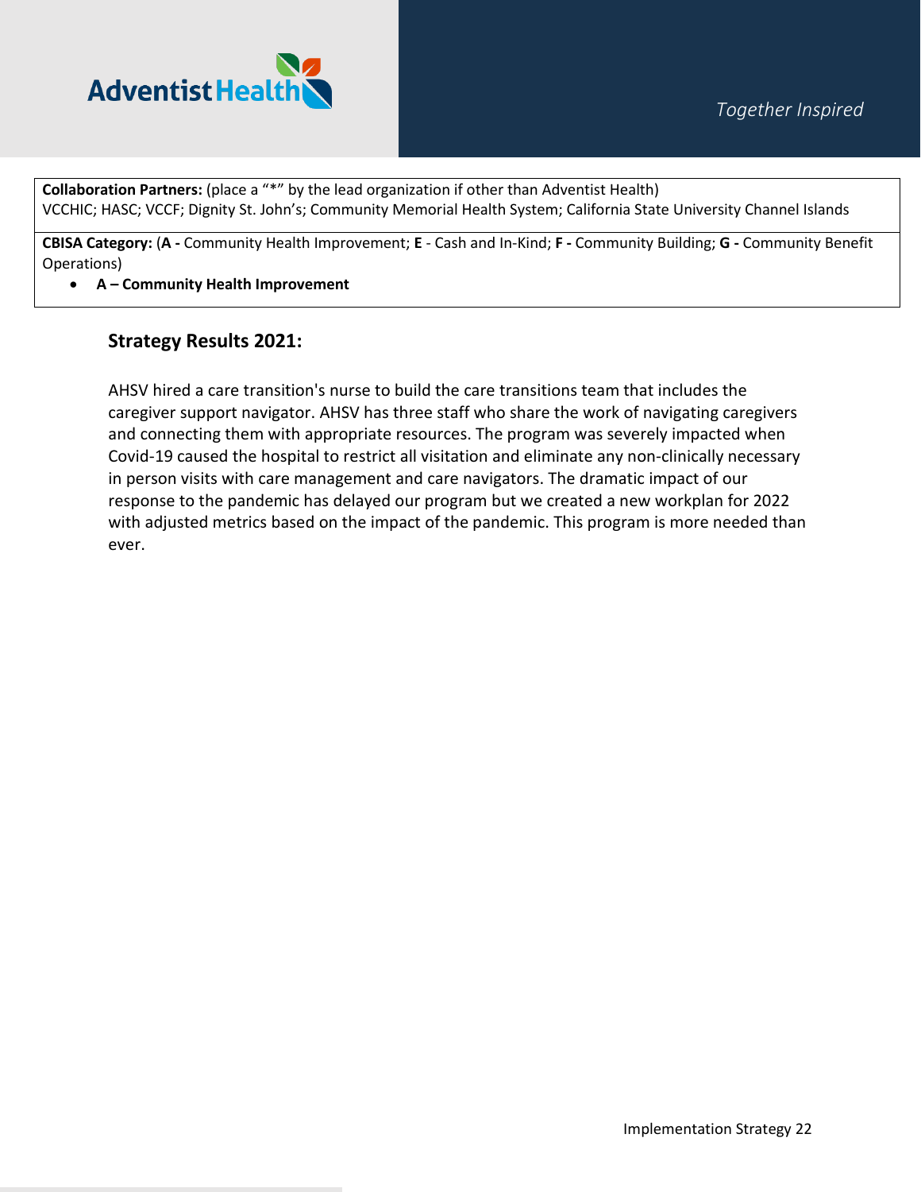**Collaboration Partners:** (place a "*" by the lead organization if other than Adventist Health)
VCCHIC; HASC; VCCF; Dignity St. John's; Community Memorial Health System; California State University Channel Islands

**CBISA Category:** (**A -** Community Health Improvement; **E** - Cash and In-Kind; **F -** Community Building; **G -** Community Benefit Operations)

- **A – Community Health Improvement**

### Strategy Results 2021:

AHSV hired a care transition's nurse to build the care transitions team that includes the caregiver support navigator. AHSV has three staff who share the work of navigating caregivers and connecting them with appropriate resources. The program was severely impacted when Covid-19 caused the hospital to restrict all visitation and eliminate any non-clinically necessary in person visits with care management and care navigators. The dramatic impact of our response to the pandemic has delayed our program but we created a new workplan for 2022 with adjusted metrics based on the impact of the pandemic. This program is more needed than ever.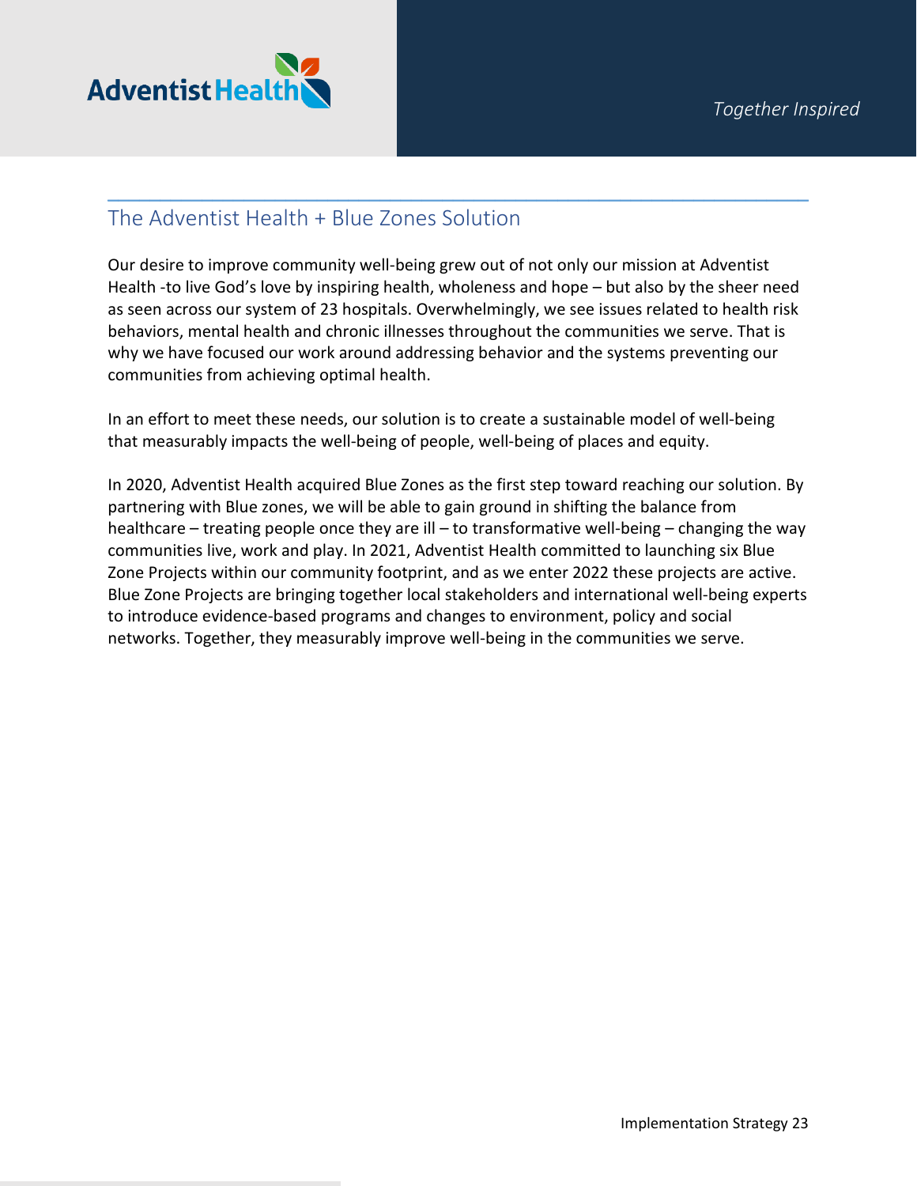## The Adventist Health + Blue Zones Solution

Our desire to improve community well-being grew out of not only our mission at Adventist Health -to live God's love by inspiring health, wholeness and hope – but also by the sheer need as seen across our system of 23 hospitals. Overwhelmingly, we see issues related to health risk behaviors, mental health and chronic illnesses throughout the communities we serve. That is why we have focused our work around addressing behavior and the systems preventing our communities from achieving optimal health.

In an effort to meet these needs, our solution is to create a sustainable model of well-being that measurably impacts the well-being of people, well-being of places and equity.

In 2020, Adventist Health acquired Blue Zones as the first step toward reaching our solution. By partnering with Blue zones, we will be able to gain ground in shifting the balance from healthcare – treating people once they are ill – to transformative well-being – changing the way communities live, work and play. In 2021, Adventist Health committed to launching six Blue Zone Projects within our community footprint, and as we enter 2022 these projects are active. Blue Zone Projects are bringing together local stakeholders and international well-being experts to introduce evidence-based programs and changes to environment, policy and social networks. Together, they measurably improve well-being in the communities we serve.